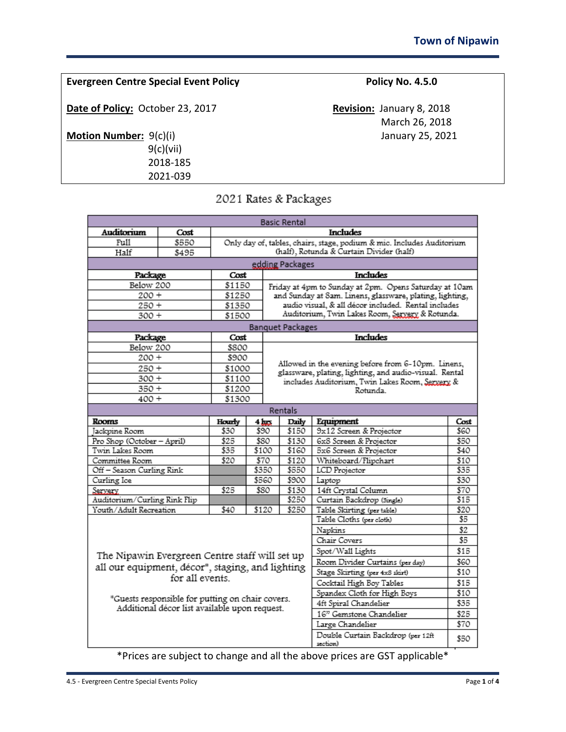| **Evergreen Centre Special Event Policy** | **Policy No. 4.5.0** |
|---|---|
| **Date of Policy:** October 23, 2017 | **Revision:** January 8, 2018<br>March 26, 2018<br>January 25, 2021 |
| **Motion Number:** 9(c)(i)<br>9(c)(vii)<br>2018-185<br>2021-039 | |

# 2021 Rates & Packages

| Basic Rental | | |
|---|---|---|
| **Auditorium** | **Cost** | **Includes** |
| Full | $550 | Only day of, tables, chairs, stage, podium & mic. Includes Auditorium (half), Rotunda & Curtain Divider (half) |
| Half | $495 | |

| edding Packages | | |
|---|---|---|
| **Package** | **Cost** | **Includes** |
| Below 200 | $1150 | Friday at 4pm to Sunday at 2pm. Opens Saturday at 10am and Sunday at 8am. Linens, glassware, plating, lighting, audio visual, & all décor included. Rental includes Auditorium, Twin Lakes Room, Servery & Rotunda. |
| 200 + | $1250 | |
| 250 + | $1350 | |
| 300 + | $1500 | |

| Banquet Packages | | |
|---|---|---|
| **Package** | **Cost** | **Includes** |
| Below 200 | $800 | Allowed in the evening before from 6-10pm. Linens, glassware, plating, lighting, and audio-visual. Rental includes Auditorium, Twin Lakes Room, Servery & Rotunda. |
| 200 + | $900 | |
| 250 + | $1000 | |
| 300 + | $1100 | |
| 350 + | $1200 | |
| 400 + | $1300 | |

| Rentals | | | | | |
|---|---|---|---|---|---|
| **Rooms** | **Hourly** | **4 hrs** | **Daily** | **Equipment** | **Cost** |
| Jackpine Room | $30 | $90 | $150 | 9x12 Screen & Projector | $60 |
| Pro Shop (October – April) | $25 | $80 | $130 | 6x8 Screen & Projector | $50 |
| Twin Lakes Room | $35 | $100 | $160 | 5x6 Screen & Projector | $40 |
| Committee Room | $20 | $70 | $120 | Whiteboard/Flipchart | $10 |
| Off – Season Curling Rink | | $350 | $550 | LCD Projector | $35 |
| Curling Ice | | $560 | $900 | Laptop | $30 |
| Servery | $25 | $80 | $130 | 14ft Crystal Column | $70 |
| Auditorium/Curling Rink Flip | | | $250 | Curtain Backdrop (Single) | $15 |
| Youth/Adult Recreation | $40 | $120 | $250 | Table Skirting (per table) | $20 |
| The Nipawin Evergreen Centre staff will set up all our equipment, décor*, staging, and lighting for all events.<br><br>*Guests responsible for putting on chair covers. Additional décor list available upon request. | | | | Table Cloths (per cloth) | $5 |
| | | | | Napkins | $2 |
| | | | | Chair Covers | $5 |
| | | | | Spot/Wall Lights | $15 |
| | | | | Room Divider Curtains (per day) | $60 |
| | | | | Stage Skirting (per 4x8 skirt) | $10 |
| | | | | Cocktail High Boy Tables | $15 |
| | | | | Spandex Cloth for High Boys | $10 |
| | | | | 4ft Spiral Chandelier | $35 |
| | | | | 16" Gemstone Chandelier | $25 |
| | | | | Large Chandelier | $70 |
| | | | | Double Curtain Backdrop (per 12ft section) | $50 |

*Prices are subject to change and all the above prices are GST applicable*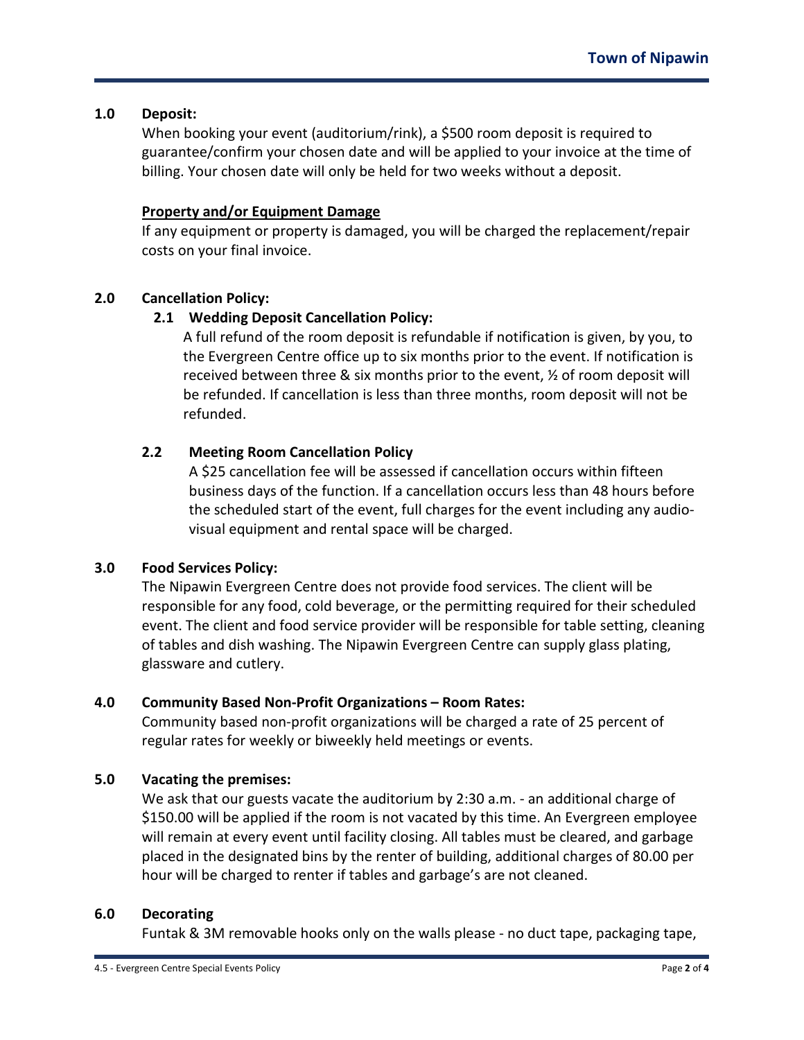## 1.0 Deposit:

When booking your event (auditorium/rink), a $500 room deposit is required to guarantee/confirm your chosen date and will be applied to your invoice at the time of billing. Your chosen date will only be held for two weeks without a deposit.

**Property and/or Equipment Damage**

If any equipment or property is damaged, you will be charged the replacement/repair costs on your final invoice.

## 2.0 Cancellation Policy:

### 2.1 Wedding Deposit Cancellation Policy:

A full refund of the room deposit is refundable if notification is given, by you, to the Evergreen Centre office up to six months prior to the event. If notification is received between three & six months prior to the event, ½ of room deposit will be refunded. If cancellation is less than three months, room deposit will not be refunded.

### 2.2 Meeting Room Cancellation Policy

A $25 cancellation fee will be assessed if cancellation occurs within fifteen business days of the function. If a cancellation occurs less than 48 hours before the scheduled start of the event, full charges for the event including any audio-visual equipment and rental space will be charged.

## 3.0 Food Services Policy:

The Nipawin Evergreen Centre does not provide food services. The client will be responsible for any food, cold beverage, or the permitting required for their scheduled event. The client and food service provider will be responsible for table setting, cleaning of tables and dish washing. The Nipawin Evergreen Centre can supply glass plating, glassware and cutlery.

## 4.0 Community Based Non-Profit Organizations – Room Rates:

Community based non-profit organizations will be charged a rate of 25 percent of regular rates for weekly or biweekly held meetings or events.

## 5.0 Vacating the premises:

We ask that our guests vacate the auditorium by 2:30 a.m. - an additional charge of $150.00 will be applied if the room is not vacated by this time. An Evergreen employee will remain at every event until facility closing. All tables must be cleared, and garbage placed in the designated bins by the renter of building, additional charges of 80.00 per hour will be charged to renter if tables and garbage's are not cleaned.

## 6.0 Decorating

Funtak & 3M removable hooks only on the walls please - no duct tape, packaging tape,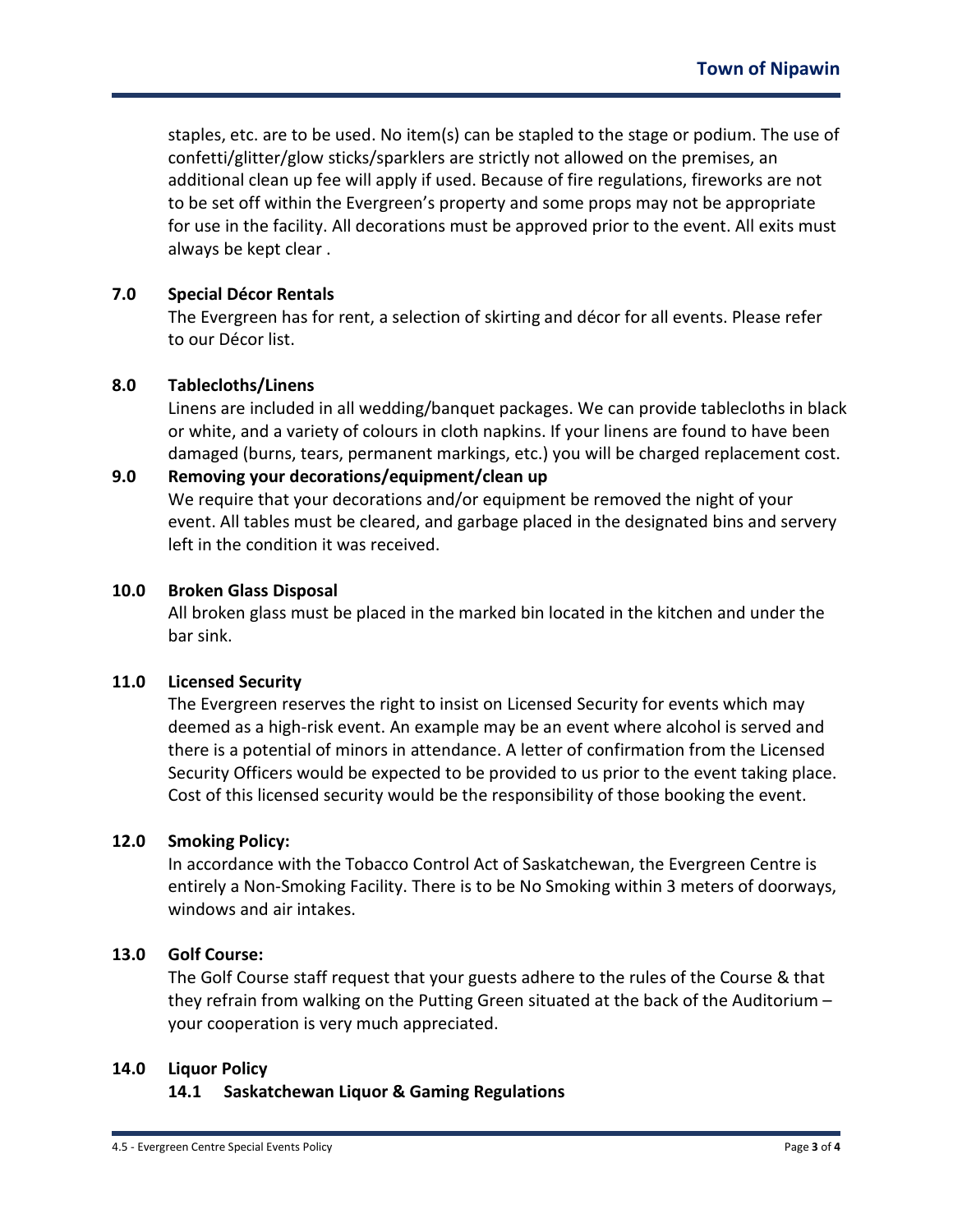staples, etc. are to be used. No item(s) can be stapled to the stage or podium. The use of confetti/glitter/glow sticks/sparklers are strictly not allowed on the premises, an additional clean up fee will apply if used. Because of fire regulations, fireworks are not to be set off within the Evergreen's property and some props may not be appropriate for use in the facility. All decorations must be approved prior to the event. All exits must always be kept clear .

## 7.0 Special Décor Rentals

The Evergreen has for rent, a selection of skirting and décor for all events. Please refer to our Décor list.

## 8.0 Tablecloths/Linens

Linens are included in all wedding/banquet packages. We can provide tablecloths in black or white, and a variety of colours in cloth napkins. If your linens are found to have been damaged (burns, tears, permanent markings, etc.) you will be charged replacement cost.

## 9.0 Removing your decorations/equipment/clean up

We require that your decorations and/or equipment be removed the night of your event. All tables must be cleared, and garbage placed in the designated bins and servery left in the condition it was received.

## 10.0 Broken Glass Disposal

All broken glass must be placed in the marked bin located in the kitchen and under the bar sink.

## 11.0 Licensed Security

The Evergreen reserves the right to insist on Licensed Security for events which may deemed as a high-risk event. An example may be an event where alcohol is served and there is a potential of minors in attendance. A letter of confirmation from the Licensed Security Officers would be expected to be provided to us prior to the event taking place. Cost of this licensed security would be the responsibility of those booking the event.

## 12.0 Smoking Policy:

In accordance with the Tobacco Control Act of Saskatchewan, the Evergreen Centre is entirely a Non-Smoking Facility. There is to be No Smoking within 3 meters of doorways, windows and air intakes.

## 13.0 Golf Course:

The Golf Course staff request that your guests adhere to the rules of the Course & that they refrain from walking on the Putting Green situated at the back of the Auditorium – your cooperation is very much appreciated.

## 14.0 Liquor Policy

### 14.1 Saskatchewan Liquor & Gaming Regulations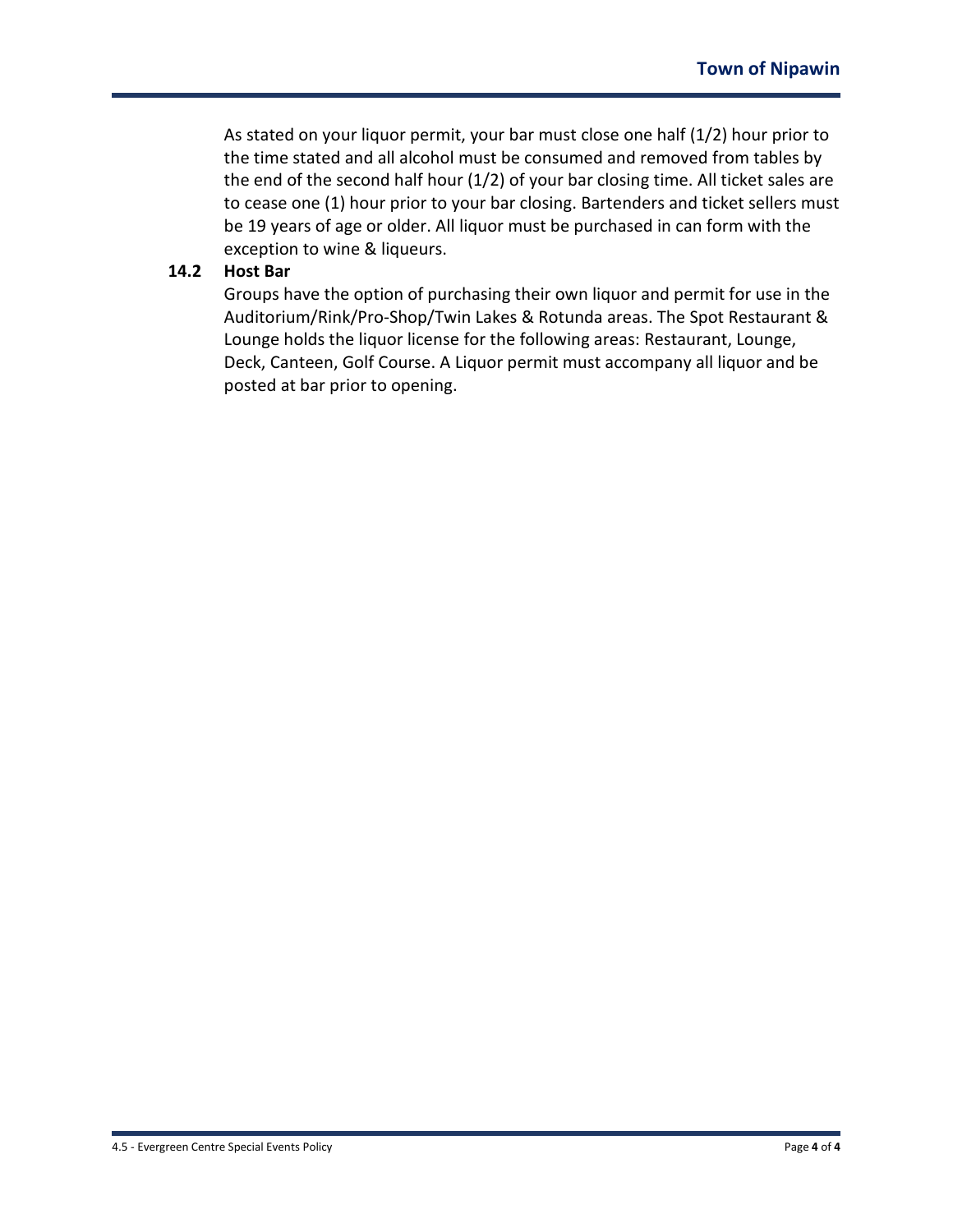As stated on your liquor permit, your bar must close one half (1/2) hour prior to the time stated and all alcohol must be consumed and removed from tables by the end of the second half hour (1/2) of your bar closing time. All ticket sales are to cease one (1) hour prior to your bar closing. Bartenders and ticket sellers must be 19 years of age or older. All liquor must be purchased in can form with the exception to wine & liqueurs.

### 14.2 Host Bar

Groups have the option of purchasing their own liquor and permit for use in the Auditorium/Rink/Pro-Shop/Twin Lakes & Rotunda areas. The Spot Restaurant & Lounge holds the liquor license for the following areas: Restaurant, Lounge, Deck, Canteen, Golf Course. A Liquor permit must accompany all liquor and be posted at bar prior to opening.